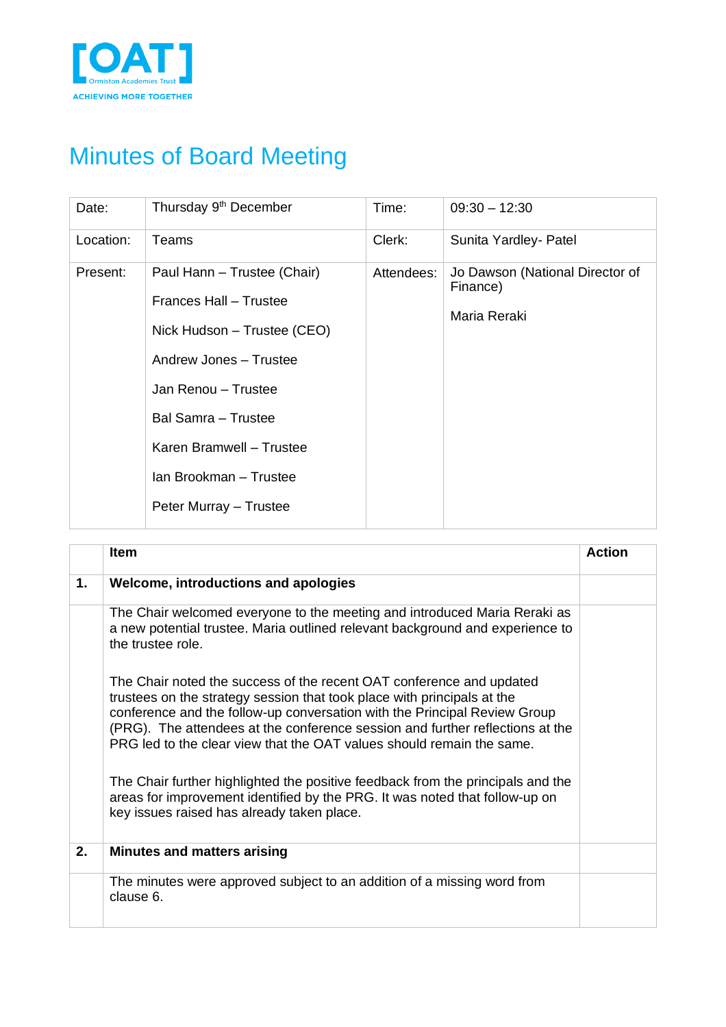[OAT]
Ormiston Academies Trust
ACHIEVING MORE TOGETHER

# Minutes of Board Meeting

| Date: | Thursday 9th December | Time: | 09:30 – 12:30 |
|---|---|---|---|
| Location: | Teams | Clerk: | Sunita Yardley- Patel |
| Present: | Paul Hann – Trustee (Chair)<br>Frances Hall – Trustee<br>Nick Hudson – Trustee (CEO)<br>Andrew Jones – Trustee<br>Jan Renou – Trustee<br>Bal Samra – Trustee<br>Karen Bramwell – Trustee<br>Ian Brookman – Trustee<br>Peter Murray – Trustee | Attendees: | Jo Dawson (National Director of Finance)<br>Maria Reraki |

| | Item | Action |
|---|---|---|
| **1.** | **Welcome, introductions and apologies** | |
| | The Chair welcomed everyone to the meeting and introduced Maria Reraki as a new potential trustee. Maria outlined relevant background and experience to the trustee role.<br><br>The Chair noted the success of the recent OAT conference and updated trustees on the strategy session that took place with principals at the conference and the follow-up conversation with the Principal Review Group (PRG). The attendees at the conference session and further reflections at the PRG led to the clear view that the OAT values should remain the same.<br><br>The Chair further highlighted the positive feedback from the principals and the areas for improvement identified by the PRG. It was noted that follow-up on key issues raised has already taken place. | |
| **2.** | **Minutes and matters arising** | |
| | The minutes were approved subject to an addition of a missing word from clause 6. | |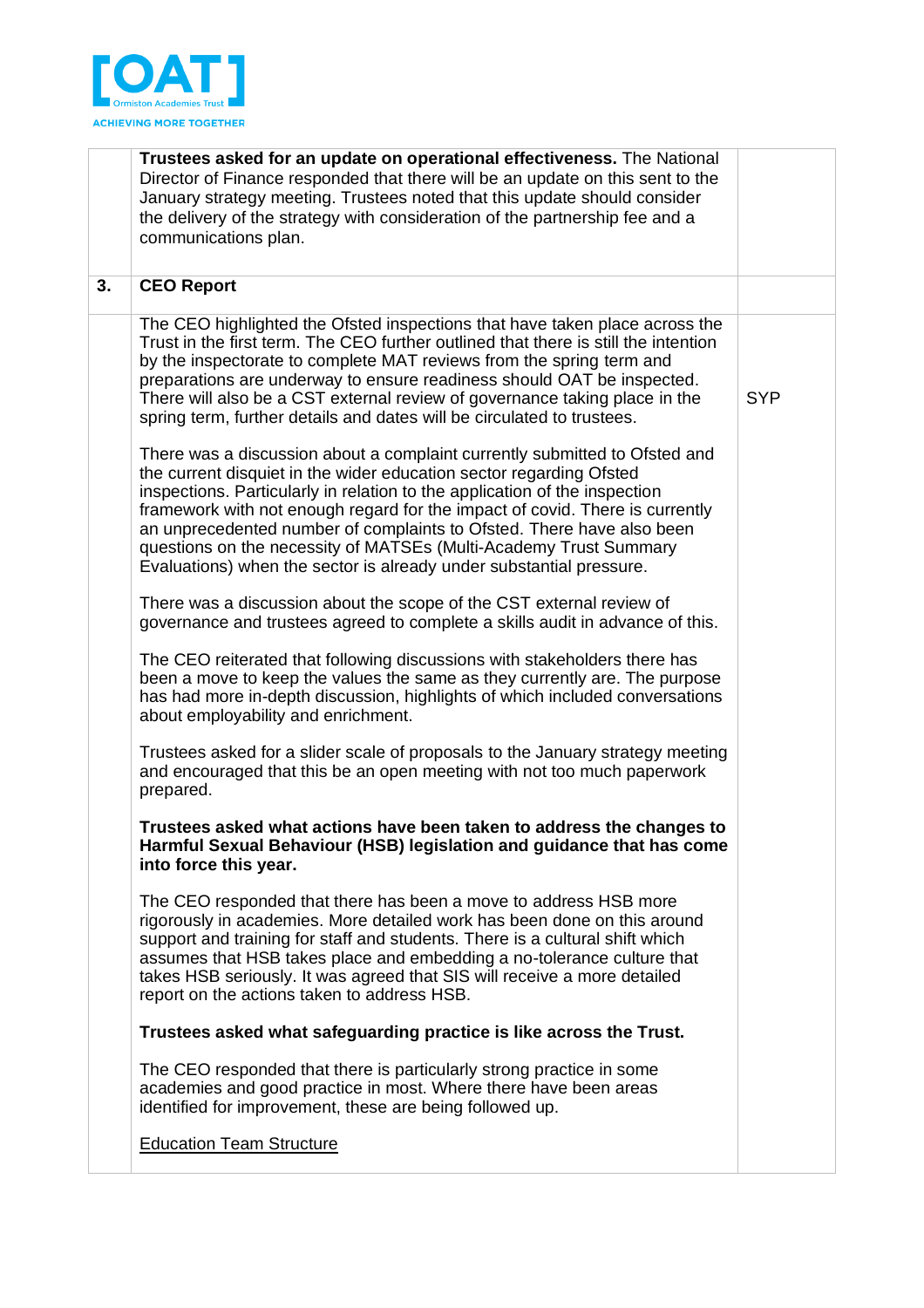| | | |
|---|---|---|
| | **Trustees asked for an update on operational effectiveness.** The National Director of Finance responded that there will be an update on this sent to the January strategy meeting. Trustees noted that this update should consider the delivery of the strategy with consideration of the partnership fee and a communications plan. | |
| **3.** | **CEO Report** | |
| | The CEO highlighted the Ofsted inspections that have taken place across the Trust in the first term. The CEO further outlined that there is still the intention by the inspectorate to complete MAT reviews from the spring term and preparations are underway to ensure readiness should OAT be inspected. There will also be a CST external review of governance taking place in the spring term, further details and dates will be circulated to trustees.<br><br>There was a discussion about a complaint currently submitted to Ofsted and the current disquiet in the wider education sector regarding Ofsted inspections. Particularly in relation to the application of the inspection framework with not enough regard for the impact of covid. There is currently an unprecedented number of complaints to Ofsted. There have also been questions on the necessity of MATSEs (Multi-Academy Trust Summary Evaluations) when the sector is already under substantial pressure.<br><br>There was a discussion about the scope of the CST external review of governance and trustees agreed to complete a skills audit in advance of this.<br><br>The CEO reiterated that following discussions with stakeholders there has been a move to keep the values the same as they currently are. The purpose has had more in-depth discussion, highlights of which included conversations about employability and enrichment.<br><br>Trustees asked for a slider scale of proposals to the January strategy meeting and encouraged that this be an open meeting with not too much paperwork prepared.<br><br>**Trustees asked what actions have been taken to address the changes to Harmful Sexual Behaviour (HSB) legislation and guidance that has come into force this year.**<br><br>The CEO responded that there has been a move to address HSB more rigorously in academies. More detailed work has been done on this around support and training for staff and students. There is a cultural shift which assumes that HSB takes place and embedding a no-tolerance culture that takes HSB seriously. It was agreed that SIS will receive a more detailed report on the actions taken to address HSB.<br><br>**Trustees asked what safeguarding practice is like across the Trust.**<br><br>The CEO responded that there is particularly strong practice in some academies and good practice in most. Where there have been areas identified for improvement, these are being followed up.<br><br>Education Team Structure | SYP |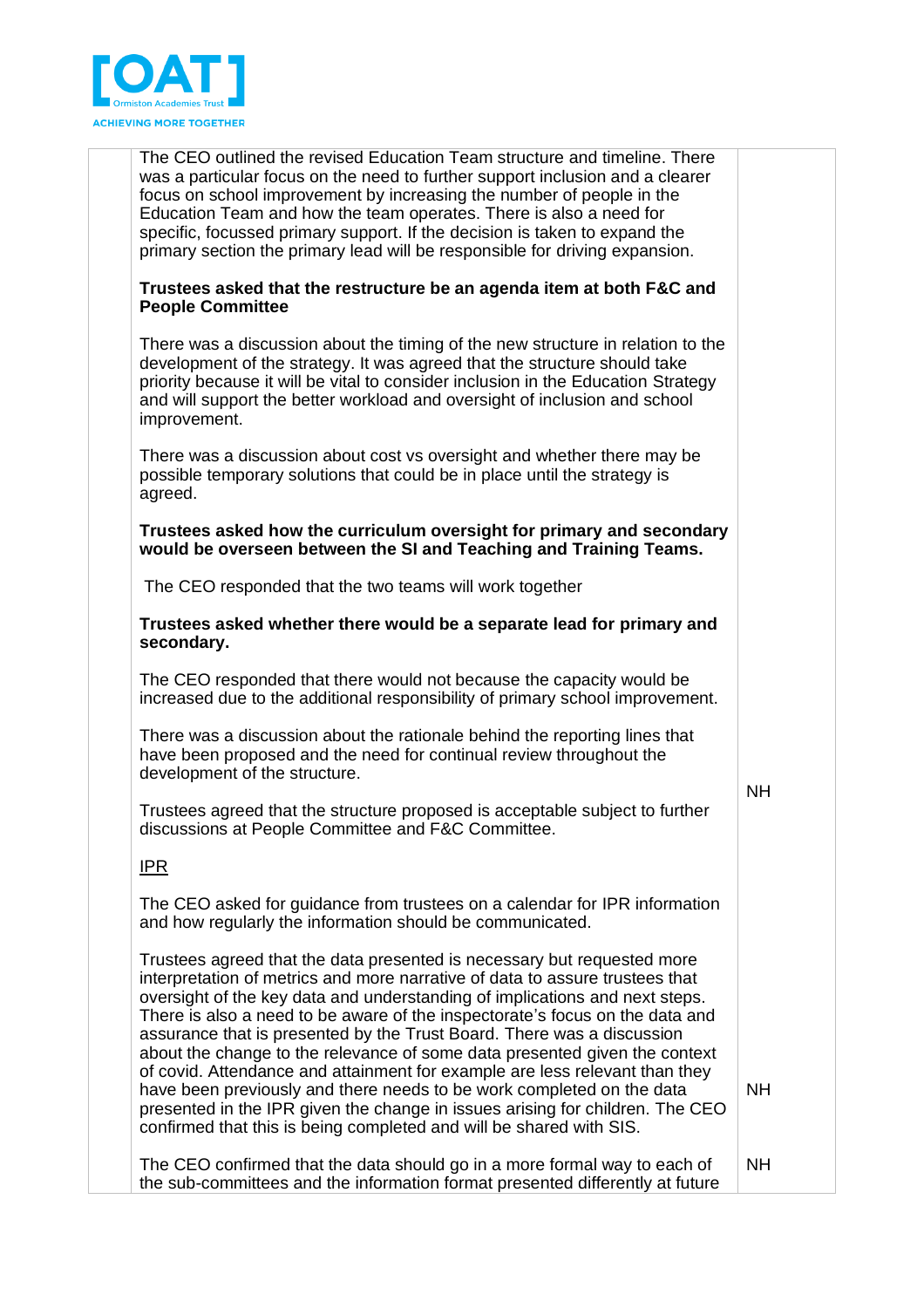| | | |
|---|---|---|
| | The CEO outlined the revised Education Team structure and timeline. There was a particular focus on the need to further support inclusion and a clearer focus on school improvement by increasing the number of people in the Education Team and how the team operates. There is also a need for specific, focussed primary support. If the decision is taken to expand the primary section the primary lead will be responsible for driving expansion.<br><br>**Trustees asked that the restructure be an agenda item at both F&C and People Committee**<br><br>There was a discussion about the timing of the new structure in relation to the development of the strategy. It was agreed that the structure should take priority because it will be vital to consider inclusion in the Education Strategy and will support the better workload and oversight of inclusion and school improvement.<br><br>There was a discussion about cost vs oversight and whether there may be possible temporary solutions that could be in place until the strategy is agreed.<br><br>**Trustees asked how the curriculum oversight for primary and secondary would be overseen between the SI and Teaching and Training Teams.**<br><br>The CEO responded that the two teams will work together<br><br>**Trustees asked whether there would be a separate lead for primary and secondary.**<br><br>The CEO responded that there would not because the capacity would be increased due to the additional responsibility of primary school improvement.<br><br>There was a discussion about the rationale behind the reporting lines that have been proposed and the need for continual review throughout the development of the structure.<br><br>Trustees agreed that the structure proposed is acceptable subject to further discussions at People Committee and F&C Committee. | NH |
| | <u>IPR</u><br><br>The CEO asked for guidance from trustees on a calendar for IPR information and how regularly the information should be communicated.<br><br>Trustees agreed that the data presented is necessary but requested more interpretation of metrics and more narrative of data to assure trustees that oversight of the key data and understanding of implications and next steps. There is also a need to be aware of the inspectorate's focus on the data and assurance that is presented by the Trust Board. There was a discussion about the change to the relevance of some data presented given the context of covid. Attendance and attainment for example are less relevant than they have been previously and there needs to be work completed on the data presented in the IPR given the change in issues arising for children. The CEO confirmed that this is being completed and will be shared with SIS. | NH |
| | The CEO confirmed that the data should go in a more formal way to each of the sub-committees and the information format presented differently at future | NH |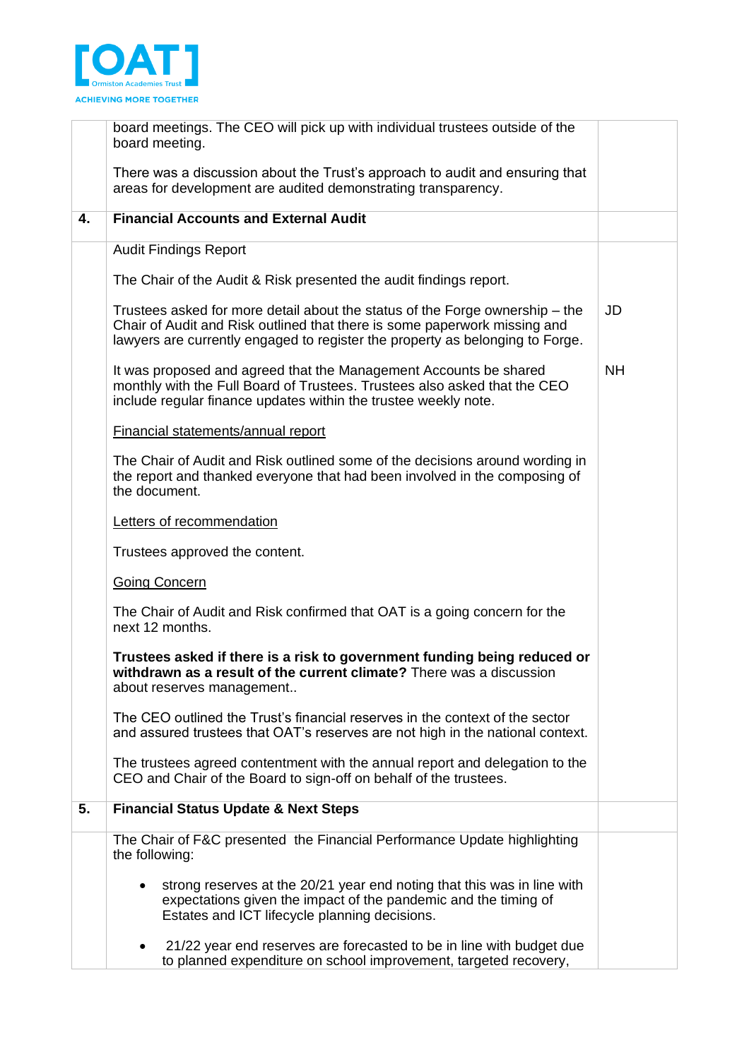| | | |
|---|---|---|
| | board meetings. The CEO will pick up with individual trustees outside of the board meeting.<br><br>There was a discussion about the Trust's approach to audit and ensuring that areas for development are audited demonstrating transparency. | |
| **4.** | **Financial Accounts and External Audit** | |
| | Audit Findings Report<br><br>The Chair of the Audit & Risk presented the audit findings report.<br><br>Trustees asked for more detail about the status of the Forge ownership – the Chair of Audit and Risk outlined that there is some paperwork missing and lawyers are currently engaged to register the property as belonging to Forge.<br><br>It was proposed and agreed that the Management Accounts be shared monthly with the Full Board of Trustees. Trustees also asked that the CEO include regular finance updates within the trustee weekly note.<br><br><u>Financial statements/annual report</u><br><br>The Chair of Audit and Risk outlined some of the decisions around wording in the report and thanked everyone that had been involved in the composing of the document.<br><br><u>Letters of recommendation</u><br><br>Trustees approved the content.<br><br><u>Going Concern</u><br><br>The Chair of Audit and Risk confirmed that OAT is a going concern for the next 12 months.<br><br>**Trustees asked if there is a risk to government funding being reduced or withdrawn as a result of the current climate?** There was a discussion about reserves management..<br><br>The CEO outlined the Trust's financial reserves in the context of the sector and assured trustees that OAT's reserves are not high in the national context.<br><br>The trustees agreed contentment with the annual report and delegation to the CEO and Chair of the Board to sign-off on behalf of the trustees. | <br><br><br><br><br><br>JD<br><br><br><br><br>NH |
| **5.** | **Financial Status Update & Next Steps** | |
| | The Chair of F&C presented the Financial Performance Update highlighting the following:<br><br>• strong reserves at the 20/21 year end noting that this was in line with expectations given the impact of the pandemic and the timing of Estates and ICT lifecycle planning decisions.<br><br>• 21/22 year end reserves are forecasted to be in line with budget due to planned expenditure on school improvement, targeted recovery, | |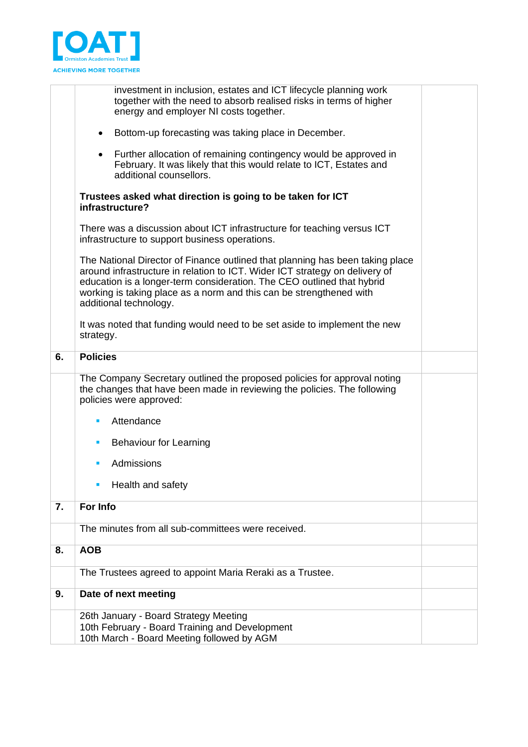| | | |
|---|---|---|
| | investment in inclusion, estates and ICT lifecycle planning work together with the need to absorb realised risks in terms of higher energy and employer NI costs together.<br><br>• Bottom-up forecasting was taking place in December.<br><br>• Further allocation of remaining contingency would be approved in February. It was likely that this would relate to ICT, Estates and additional counsellors.<br><br>**Trustees asked what direction is going to be taken for ICT infrastructure?**<br><br>There was a discussion about ICT infrastructure for teaching versus ICT infrastructure to support business operations.<br><br>The National Director of Finance outlined that planning has been taking place around infrastructure in relation to ICT. Wider ICT strategy on delivery of education is a longer-term consideration. The CEO outlined that hybrid working is taking place as a norm and this can be strengthened with additional technology.<br><br>It was noted that funding would need to be set aside to implement the new strategy. | |
| **6.** | **Policies** | |
| | The Company Secretary outlined the proposed policies for approval noting the changes that have been made in reviewing the policies. The following policies were approved:<br><br>▪ Attendance<br><br>▪ Behaviour for Learning<br><br>▪ Admissions<br><br>▪ Health and safety | |
| **7.** | **For Info** | |
| | The minutes from all sub-committees were received. | |
| **8.** | **AOB** | |
| | The Trustees agreed to appoint Maria Reraki as a Trustee. | |
| **9.** | **Date of next meeting** | |
| | 26th January - Board Strategy Meeting<br>10th February - Board Training and Development<br>10th March - Board Meeting followed by AGM | |